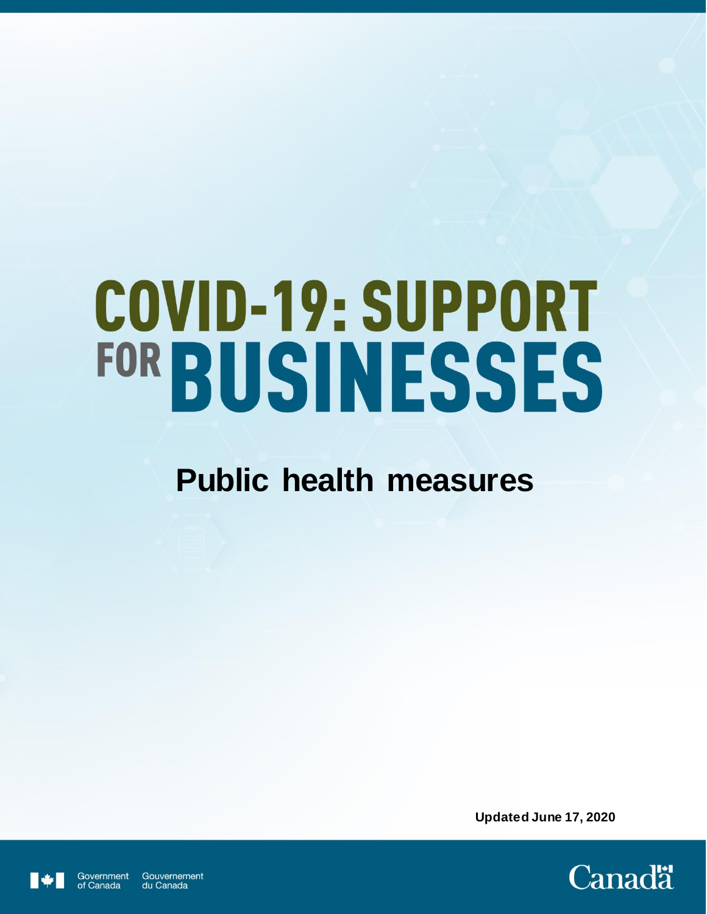# COVID-19: SUPPORT FOR BUSINESSES

## Public health measures

**Updated June 17, 2020**

Government of Canada Gouvernement du Canada

Canada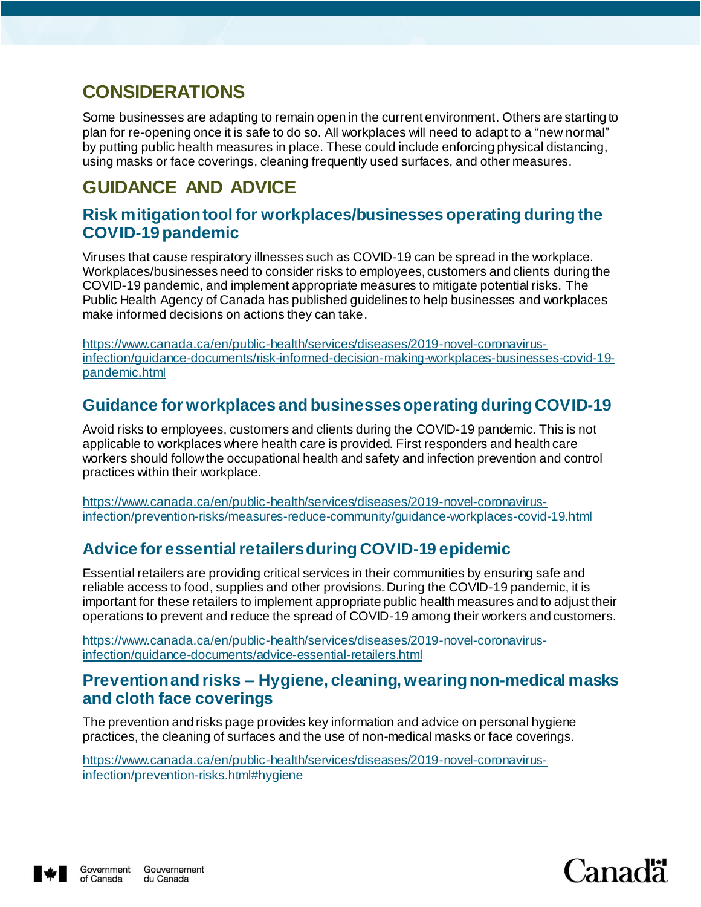## CONSIDERATIONS

Some businesses are adapting to remain open in the current environment. Others are starting to plan for re-opening once it is safe to do so. All workplaces will need to adapt to a "new normal" by putting public health measures in place. These could include enforcing physical distancing, using masks or face coverings, cleaning frequently used surfaces, and other measures.

## GUIDANCE AND ADVICE

### Risk mitigation tool for workplaces/businesses operating during the COVID-19 pandemic

Viruses that cause respiratory illnesses such as COVID-19 can be spread in the workplace. Workplaces/businesses need to consider risks to employees, customers and clients during the COVID-19 pandemic, and implement appropriate measures to mitigate potential risks. The Public Health Agency of Canada has published guidelines to help businesses and workplaces make informed decisions on actions they can take.

https://www.canada.ca/en/public-health/services/diseases/2019-novel-coronavirus-infection/guidance-documents/risk-informed-decision-making-workplaces-businesses-covid-19-pandemic.html

### Guidance for workplaces and businesses operating during COVID-19

Avoid risks to employees, customers and clients during the COVID-19 pandemic. This is not applicable to workplaces where health care is provided. First responders and health care workers should follow the occupational health and safety and infection prevention and control practices within their workplace.

https://www.canada.ca/en/public-health/services/diseases/2019-novel-coronavirus-infection/prevention-risks/measures-reduce-community/guidance-workplaces-covid-19.html

### Advice for essential retailers during COVID-19 epidemic

Essential retailers are providing critical services in their communities by ensuring safe and reliable access to food, supplies and other provisions. During the COVID-19 pandemic, it is important for these retailers to implement appropriate public health measures and to adjust their operations to prevent and reduce the spread of COVID-19 among their workers and customers.

https://www.canada.ca/en/public-health/services/diseases/2019-novel-coronavirus-infection/guidance-documents/advice-essential-retailers.html

### Prevention and risks – Hygiene, cleaning, wearing non-medical masks and cloth face coverings

The prevention and risks page provides key information and advice on personal hygiene practices, the cleaning of surfaces and the use of non-medical masks or face coverings.

https://www.canada.ca/en/public-health/services/diseases/2019-novel-coronavirus-infection/prevention-risks.html#hygiene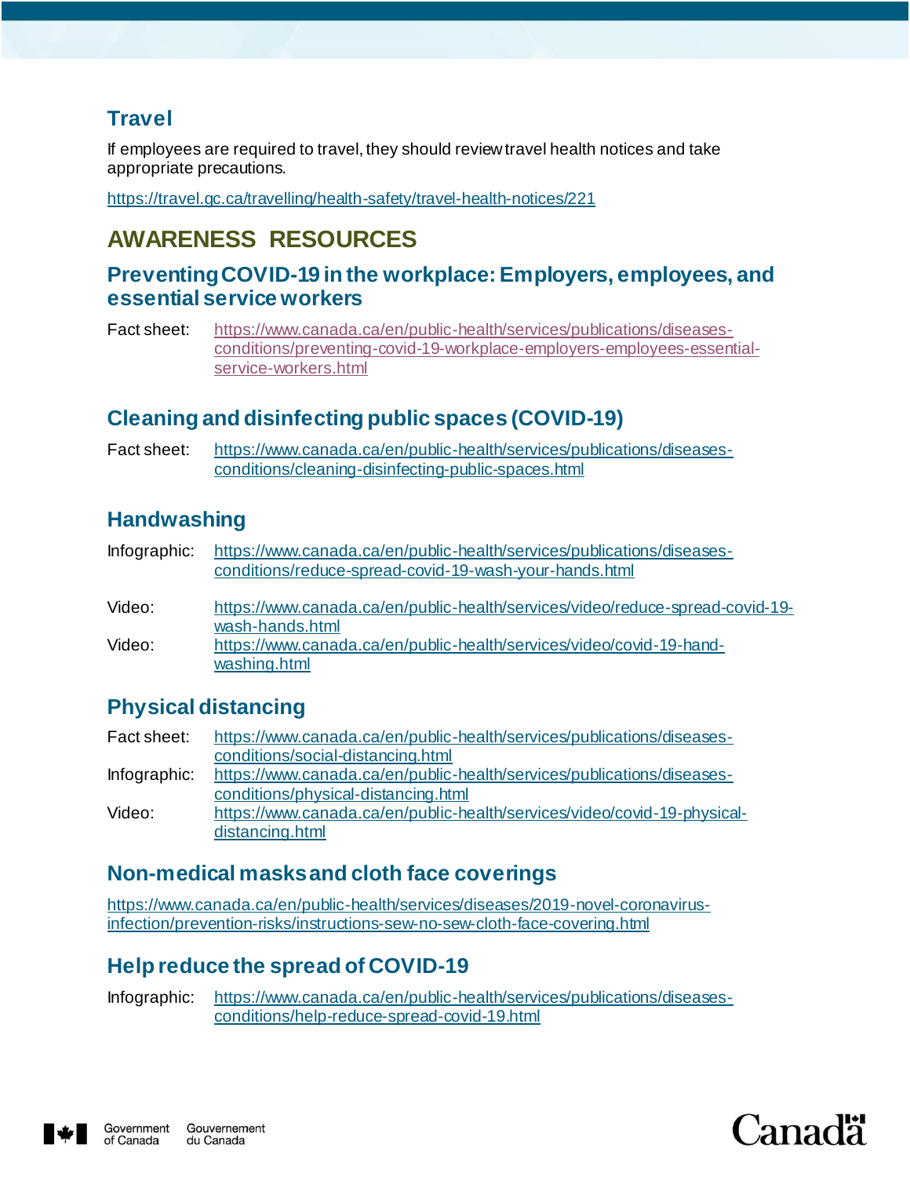## Travel

If employees are required to travel, they should review travel health notices and take appropriate precautions.

https://travel.gc.ca/travelling/health-safety/travel-health-notices/221

# AWARENESS RESOURCES

## Preventing COVID-19 in the workplace: Employers, employees, and essential service workers

Fact sheet: https://www.canada.ca/en/public-health/services/publications/diseases-conditions/preventing-covid-19-workplace-employers-employees-essential-service-workers.html

## Cleaning and disinfecting public spaces (COVID-19)

Fact sheet: https://www.canada.ca/en/public-health/services/publications/diseases-conditions/cleaning-disinfecting-public-spaces.html

## Handwashing

Infographic: https://www.canada.ca/en/public-health/services/publications/diseases-conditions/reduce-spread-covid-19-wash-your-hands.html

Video: https://www.canada.ca/en/public-health/services/video/reduce-spread-covid-19-wash-hands.html

Video: https://www.canada.ca/en/public-health/services/video/covid-19-hand-washing.html

## Physical distancing

Fact sheet: https://www.canada.ca/en/public-health/services/publications/diseases-conditions/social-distancing.html

Infographic: https://www.canada.ca/en/public-health/services/publications/diseases-conditions/physical-distancing.html

Video: https://www.canada.ca/en/public-health/services/video/covid-19-physical-distancing.html

## Non-medical masks and cloth face coverings

https://www.canada.ca/en/public-health/services/diseases/2019-novel-coronavirus-infection/prevention-risks/instructions-sew-no-sew-cloth-face-covering.html

## Help reduce the spread of COVID-19

Infographic: https://www.canada.ca/en/public-health/services/publications/diseases-conditions/help-reduce-spread-covid-19.html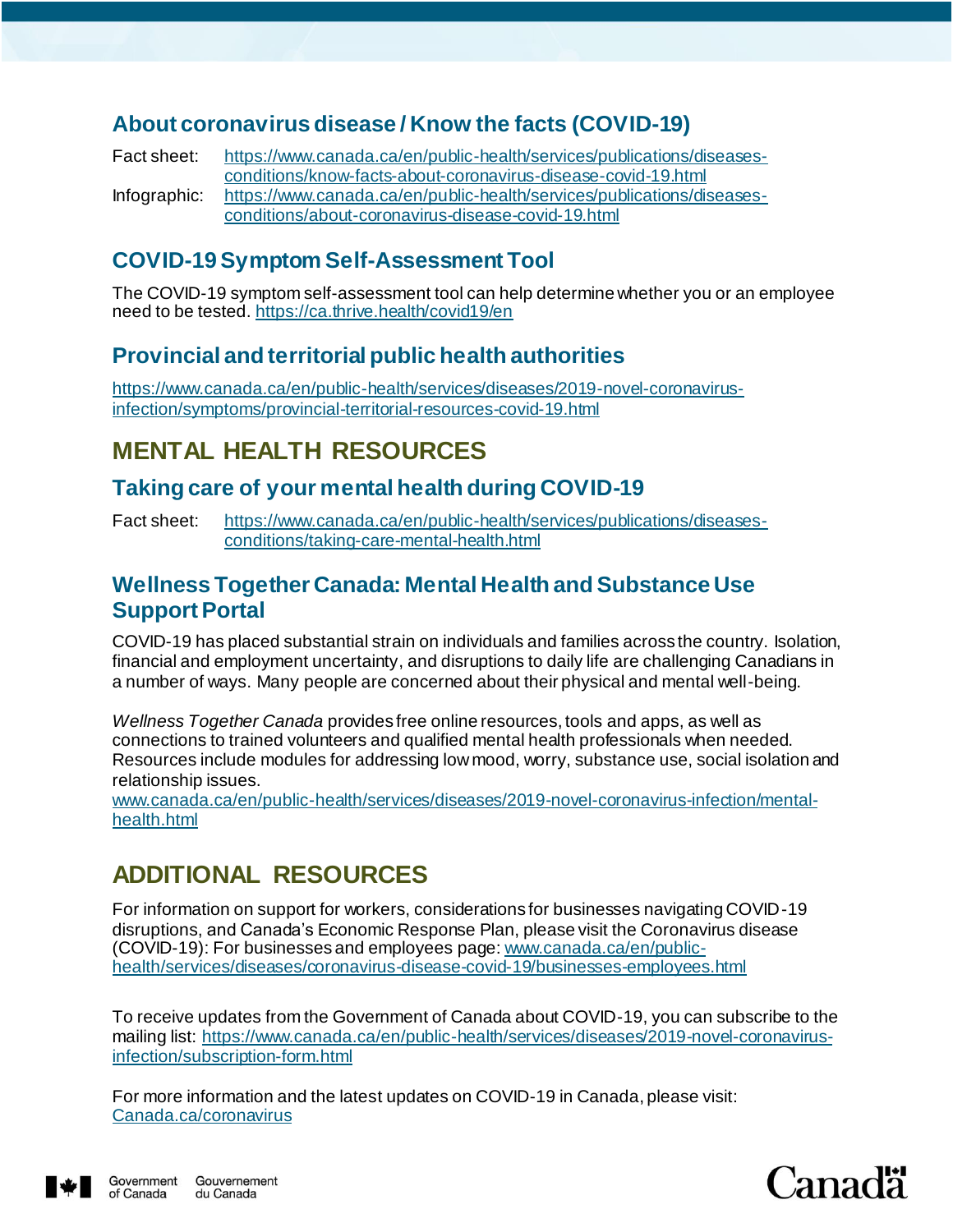## About coronavirus disease / Know the facts (COVID-19)

Fact sheet: https://www.canada.ca/en/public-health/services/publications/diseases-conditions/know-facts-about-coronavirus-disease-covid-19.html

Infographic: https://www.canada.ca/en/public-health/services/publications/diseases-conditions/about-coronavirus-disease-covid-19.html

## COVID-19 Symptom Self-Assessment Tool

The COVID-19 symptom self-assessment tool can help determine whether you or an employee need to be tested. https://ca.thrive.health/covid19/en

## Provincial and territorial public health authorities

https://www.canada.ca/en/public-health/services/diseases/2019-novel-coronavirus-infection/symptoms/provincial-territorial-resources-covid-19.html

# MENTAL HEALTH RESOURCES

## Taking care of your mental health during COVID-19

Fact sheet: https://www.canada.ca/en/public-health/services/publications/diseases-conditions/taking-care-mental-health.html

## Wellness Together Canada: Mental Health and Substance Use Support Portal

COVID-19 has placed substantial strain on individuals and families across the country. Isolation, financial and employment uncertainty, and disruptions to daily life are challenging Canadians in a number of ways. Many people are concerned about their physical and mental well-being.

*Wellness Together Canada* provides free online resources, tools and apps, as well as connections to trained volunteers and qualified mental health professionals when needed. Resources include modules for addressing low mood, worry, substance use, social isolation and relationship issues.
www.canada.ca/en/public-health/services/diseases/2019-novel-coronavirus-infection/mental-health.html

# ADDITIONAL RESOURCES

For information on support for workers, considerations for businesses navigating COVID-19 disruptions, and Canada's Economic Response Plan, please visit the Coronavirus disease (COVID-19): For businesses and employees page: www.canada.ca/en/public-health/services/diseases/coronavirus-disease-covid-19/businesses-employees.html

To receive updates from the Government of Canada about COVID-19, you can subscribe to the mailing list: https://www.canada.ca/en/public-health/services/diseases/2019-novel-coronavirus-infection/subscription-form.html

For more information and the latest updates on COVID-19 in Canada, please visit: Canada.ca/coronavirus